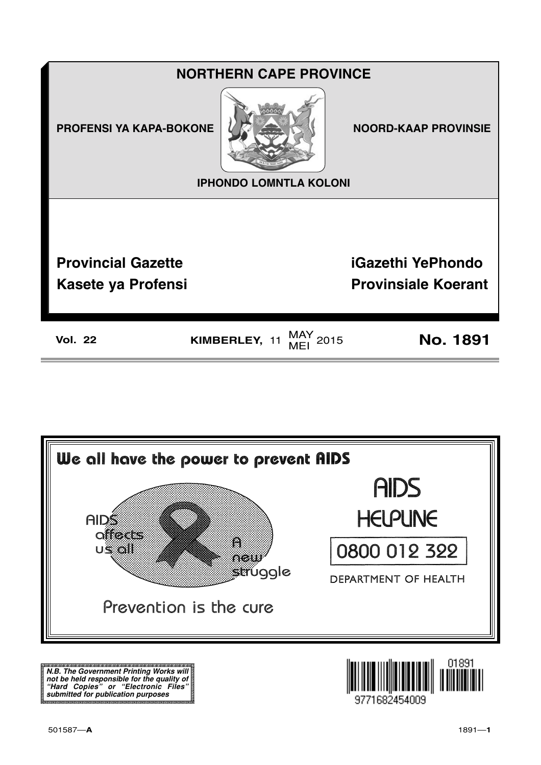# NORTHERN CAPE PROVINCE

**PROFENSI YA KAPA-BOKONE** **NOORD-KAAP PROVINSIE**

**IPHONDO LOMNTLA KOLONI**

## Provincial Gazette
## Kasete ya Profensi
## iGazethi YePhondo
## Provinsiale Koerant

**Vol. 22** **KIMBERLEY,** 11 MAY / MEI 2015 **No. 1891**

---

**We all have the power to prevent AIDS**

AIDS affects us all

A new struggle

Prevention is the cure

AIDS HELPLINE

0800 012 322

DEPARTMENT OF HEALTH

---

***N.B. The Government Printing Works will not be held responsible for the quality of "Hard Copies" or "Electronic Files" submitted for publication purposes***

01891

9771682454009

501587—**A**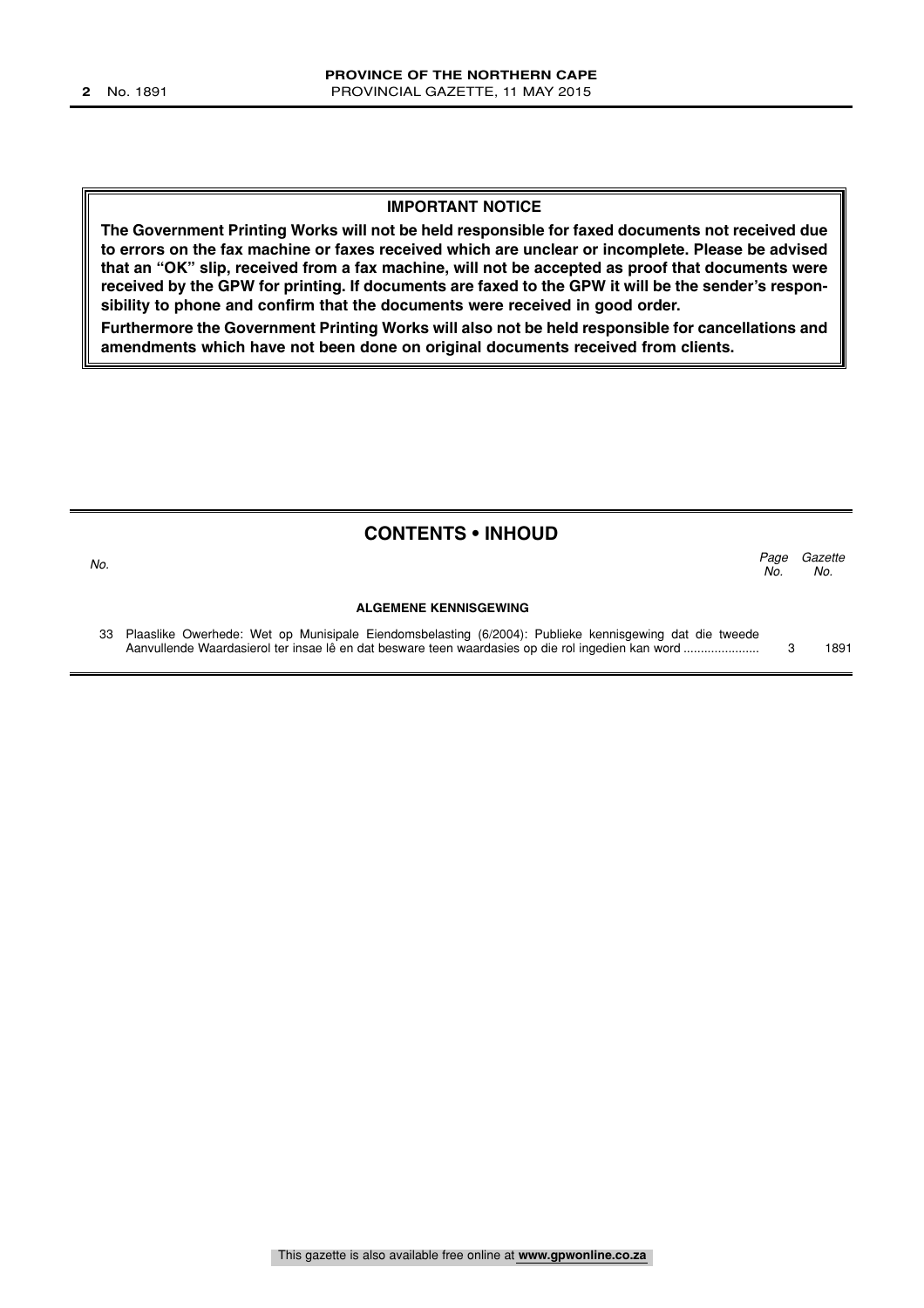## IMPORTANT NOTICE

**The Government Printing Works will not be held responsible for faxed documents not received due to errors on the fax machine or faxes received which are unclear or incomplete. Please be advised that an "OK" slip, received from a fax machine, will not be accepted as proof that documents were received by the GPW for printing. If documents are faxed to the GPW it will be the sender's responsibility to phone and confirm that the documents were received in good order.**

**Furthermore the Government Printing Works will also not be held responsible for cancellations and amendments which have not been done on original documents received from clients.**

## CONTENTS • INHOUD

| *No.* | | *Page No.* | *Gazette No.* |
|---|---|---|---|
| | **ALGEMENE KENNISGEWING** | | |
| 33 | Plaaslike Owerhede: Wet op Munisipale Eiendomsbelasting (6/2004): Publieke kennisgewing dat die tweede Aanvullende Waardasierol ter insae lê en dat besware teen waardasies op die rol ingedien kan word ...................... | 3 | 1891 |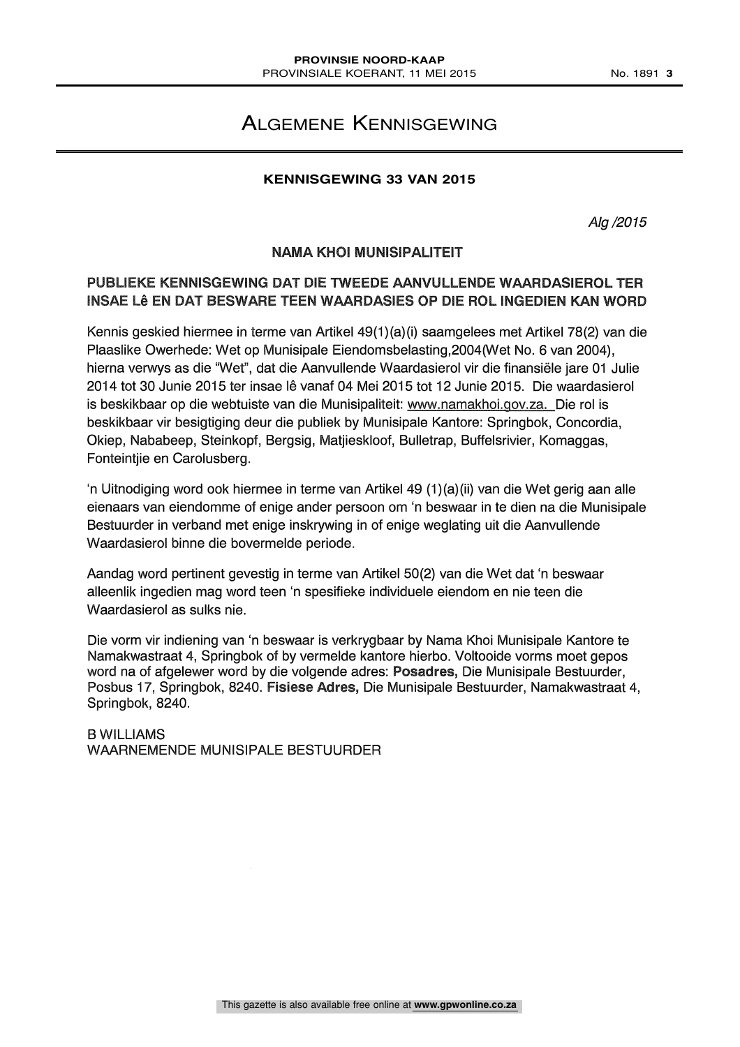# ALGEMENE KENNISGEWING

**KENNISGEWING 33 VAN 2015**

*Alg /2015*

**NAMA KHOI MUNISIPALITEIT**

**PUBLIEKE KENNISGEWING DAT DIE TWEEDE AANVULLENDE WAARDASIEROL TER INSAE Lê EN DAT BESWARE TEEN WAARDASIES OP DIE ROL INGEDIEN KAN WORD**

Kennis geskied hiermee in terme van Artikel 49(1)(a)(i) saamgelees met Artikel 78(2) van die Plaaslike Owerhede: Wet op Munisipale Eiendomsbelasting,2004(Wet No. 6 van 2004), hierna verwys as die "Wet", dat die Aanvullende Waardasierol vir die finansiële jare 01 Julie 2014 tot 30 Junie 2015 ter insae lê vanaf 04 Mei 2015 tot 12 Junie 2015. Die waardasierol is beskikbaar op die webtuiste van die Munisipaliteit: www.namakhoi.gov.za. Die rol is beskikbaar vir besigtiging deur die publiek by Munisipale Kantore: Springbok, Concordia, Okiep, Nababeep, Steinkopf, Bergsig, Matjieskloof, Bulletrap, Buffelsrivier, Komaggas, Fonteintjie en Carolusberg.

'n Uitnodiging word ook hiermee in terme van Artikel 49 (1)(a)(ii) van die Wet gerig aan alle eienaars van eiendomme of enige ander persoon om 'n beswaar in te dien na die Munisipale Bestuurder in verband met enige inskrywing in of enige weglating uit die Aanvullende Waardasierol binne die bovermelde periode.

Aandag word pertinent gevestig in terme van Artikel 50(2) van die Wet dat 'n beswaar alleenlik ingedien mag word teen 'n spesifieke individuele eiendom en nie teen die Waardasierol as sulks nie.

Die vorm vir indiening van 'n beswaar is verkrygbaar by Nama Khoi Munisipale Kantore te Namakwastraat 4, Springbok of by vermelde kantore hierbo. Voltooide vorms moet gepos word na of afgelewer word by die volgende adres: **Posadres,** Die Munisipale Bestuurder, Posbus 17, Springbok, 8240. **Fisiese Adres,** Die Munisipale Bestuurder, Namakwastraat 4, Springbok, 8240.

B WILLIAMS
WAARNEMENDE MUNISIPALE BESTUURDER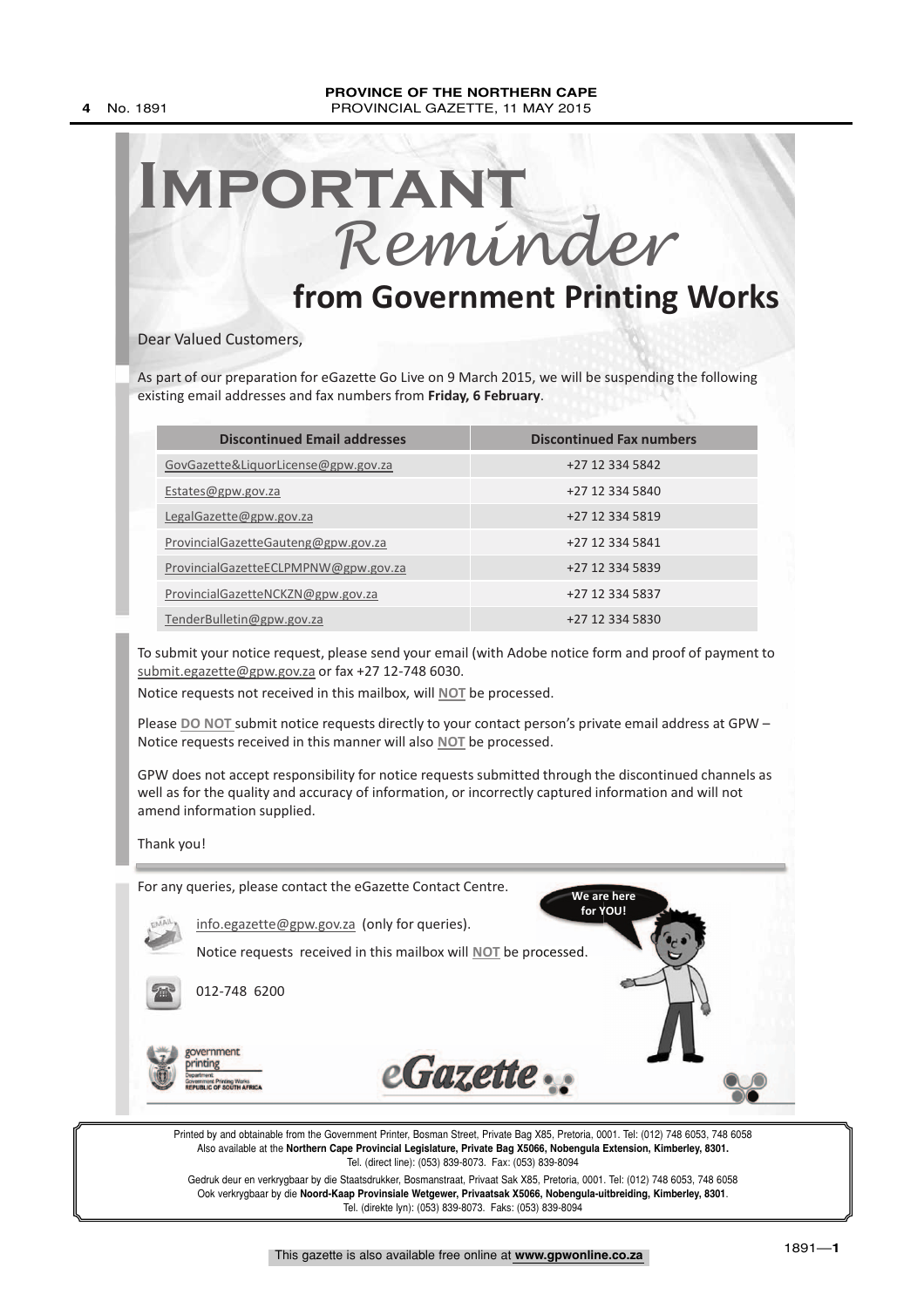# IMPORTANT *Reminder*

## from Government Printing Works

Dear Valued Customers,

As part of our preparation for eGazette Go Live on 9 March 2015, we will be suspending the following existing email addresses and fax numbers from **Friday, 6 February**.

| Discontinued Email addresses | Discontinued Fax numbers |
|---|---|
| GovGazette&LiquorLicense@gpw.gov.za | +27 12 334 5842 |
| Estates@gpw.gov.za | +27 12 334 5840 |
| LegalGazette@gpw.gov.za | +27 12 334 5819 |
| ProvincialGazetteGauteng@gpw.gov.za | +27 12 334 5841 |
| ProvincialGazetteECLPMPNW@gpw.gov.za | +27 12 334 5839 |
| ProvincialGazetteNCKZN@gpw.gov.za | +27 12 334 5837 |
| TenderBulletin@gpw.gov.za | +27 12 334 5830 |

To submit your notice request, please send your email (with Adobe notice form and proof of payment to submit.egazette@gpw.gov.za or fax +27 12-748 6030.

Notice requests not received in this mailbox, will **NOT** be processed.

Please **DO NOT** submit notice requests directly to your contact person's private email address at GPW – Notice requests received in this manner will also **NOT** be processed.

GPW does not accept responsibility for notice requests submitted through the discontinued channels as well as for the quality and accuracy of information, or incorrectly captured information and will not amend information supplied.

Thank you!

For any queries, please contact the eGazette Contact Centre.

We are here for YOU!

info.egazette@gpw.gov.za (only for queries).

Notice requests received in this mailbox will **NOT** be processed.

012-748 6200

government printing  
Department: Government Printing Works  
REPUBLIC OF SOUTH AFRICA

eGazette

---

Printed by and obtainable from the Government Printer, Bosman Street, Private Bag X85, Pretoria, 0001. Tel: (012) 748 6053, 748 6058  
Also available at the **Northern Cape Provincial Legislature, Private Bag X5066, Nobengula Extension, Kimberley, 8301.**  
Tel. (direct line): (053) 839-8073. Fax: (053) 839-8094

Gedruk deur en verkrygbaar by die Staatsdrukker, Bosmanstraat, Privaat Sak X85, Pretoria, 0001. Tel: (012) 748 6053, 748 6058  
Ook verkrygbaar by die **Noord-Kaap Provinsiale Wetgewer, Privaatsak X5066, Nobengula-uitbreiding, Kimberley, 8301**.  
Tel. (direkte lyn): (053) 839-8073. Faks: (053) 839-8094

This gazette is also available free online at **www.gpwonline.co.za**